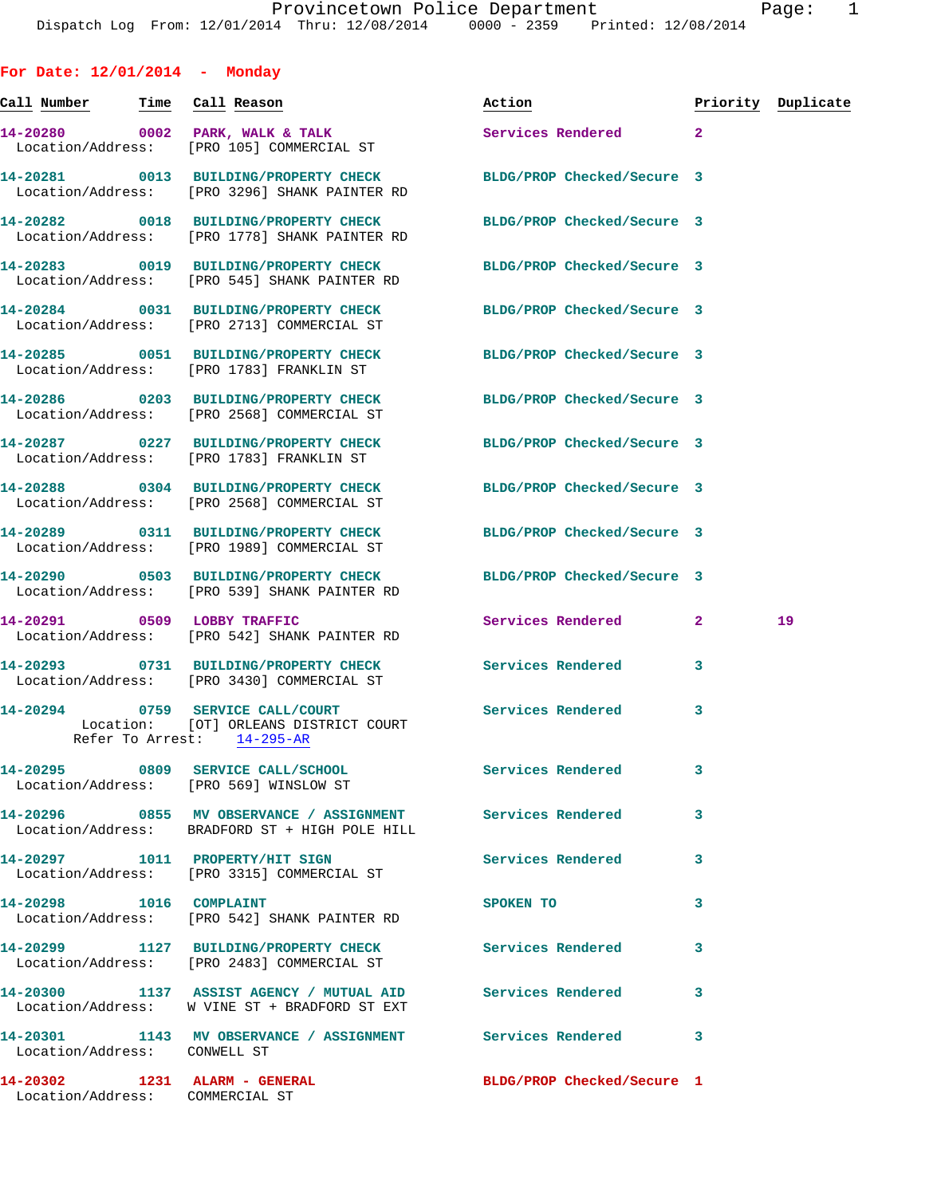Provincetown Police Department
Dispatch Log From: 12/01/2014 Thru: 12/08/2014 0000 - 2359 Printed: 12/08/2014

## For Date: 12/01/2014 - Monday

| Call Number | Time | Call Reason | Action | Priority | Duplicate |
|---|---|---|---|---|---|
| 14-20280 | 0002 | PARK, WALK & TALK | Services Rendered | 2 | |
| Location/Address: | | [PRO 105] COMMERCIAL ST | | | |
| 14-20281 | 0013 | BUILDING/PROPERTY CHECK | BLDG/PROP Checked/Secure | 3 | |
| Location/Address: | | [PRO 3296] SHANK PAINTER RD | | | |
| 14-20282 | 0018 | BUILDING/PROPERTY CHECK | BLDG/PROP Checked/Secure | 3 | |
| Location/Address: | | [PRO 1778] SHANK PAINTER RD | | | |
| 14-20283 | 0019 | BUILDING/PROPERTY CHECK | BLDG/PROP Checked/Secure | 3 | |
| Location/Address: | | [PRO 545] SHANK PAINTER RD | | | |
| 14-20284 | 0031 | BUILDING/PROPERTY CHECK | BLDG/PROP Checked/Secure | 3 | |
| Location/Address: | | [PRO 2713] COMMERCIAL ST | | | |
| 14-20285 | 0051 | BUILDING/PROPERTY CHECK | BLDG/PROP Checked/Secure | 3 | |
| Location/Address: | | [PRO 1783] FRANKLIN ST | | | |
| 14-20286 | 0203 | BUILDING/PROPERTY CHECK | BLDG/PROP Checked/Secure | 3 | |
| Location/Address: | | [PRO 2568] COMMERCIAL ST | | | |
| 14-20287 | 0227 | BUILDING/PROPERTY CHECK | BLDG/PROP Checked/Secure | 3 | |
| Location/Address: | | [PRO 1783] FRANKLIN ST | | | |
| 14-20288 | 0304 | BUILDING/PROPERTY CHECK | BLDG/PROP Checked/Secure | 3 | |
| Location/Address: | | [PRO 2568] COMMERCIAL ST | | | |
| 14-20289 | 0311 | BUILDING/PROPERTY CHECK | BLDG/PROP Checked/Secure | 3 | |
| Location/Address: | | [PRO 1989] COMMERCIAL ST | | | |
| 14-20290 | 0503 | BUILDING/PROPERTY CHECK | BLDG/PROP Checked/Secure | 3 | |
| Location/Address: | | [PRO 539] SHANK PAINTER RD | | | |
| 14-20291 | 0509 | LOBBY TRAFFIC | Services Rendered | 2 | 19 |
| Location/Address: | | [PRO 542] SHANK PAINTER RD | | | |
| 14-20293 | 0731 | BUILDING/PROPERTY CHECK | Services Rendered | 3 | |
| Location/Address: | | [PRO 3430] COMMERCIAL ST | | | |
| 14-20294 | 0759 | SERVICE CALL/COURT | Services Rendered | 3 | |
| Location: | | [OT] ORLEANS DISTRICT COURT | | | |
| Refer To Arrest: | | 14-295-AR | | | |
| 14-20295 | 0809 | SERVICE CALL/SCHOOL | Services Rendered | 3 | |
| Location/Address: | | [PRO 569] WINSLOW ST | | | |
| 14-20296 | 0855 | MV OBSERVANCE / ASSIGNMENT | Services Rendered | 3 | |
| Location/Address: | | BRADFORD ST + HIGH POLE HILL | | | |
| 14-20297 | 1011 | PROPERTY/HIT SIGN | Services Rendered | 3 | |
| Location/Address: | | [PRO 3315] COMMERCIAL ST | | | |
| 14-20298 | 1016 | COMPLAINT | SPOKEN TO | 3 | |
| Location/Address: | | [PRO 542] SHANK PAINTER RD | | | |
| 14-20299 | 1127 | BUILDING/PROPERTY CHECK | Services Rendered | 3 | |
| Location/Address: | | [PRO 2483] COMMERCIAL ST | | | |
| 14-20300 | 1137 | ASSIST AGENCY / MUTUAL AID | Services Rendered | 3 | |
| Location/Address: | | W VINE ST + BRADFORD ST EXT | | | |
| 14-20301 | 1143 | MV OBSERVANCE / ASSIGNMENT | Services Rendered | 3 | |
| Location/Address: | | CONWELL ST | | | |
| 14-20302 | 1231 | ALARM - GENERAL | BLDG/PROP Checked/Secure | 1 | |
| Location/Address: | | COMMERCIAL ST | | | |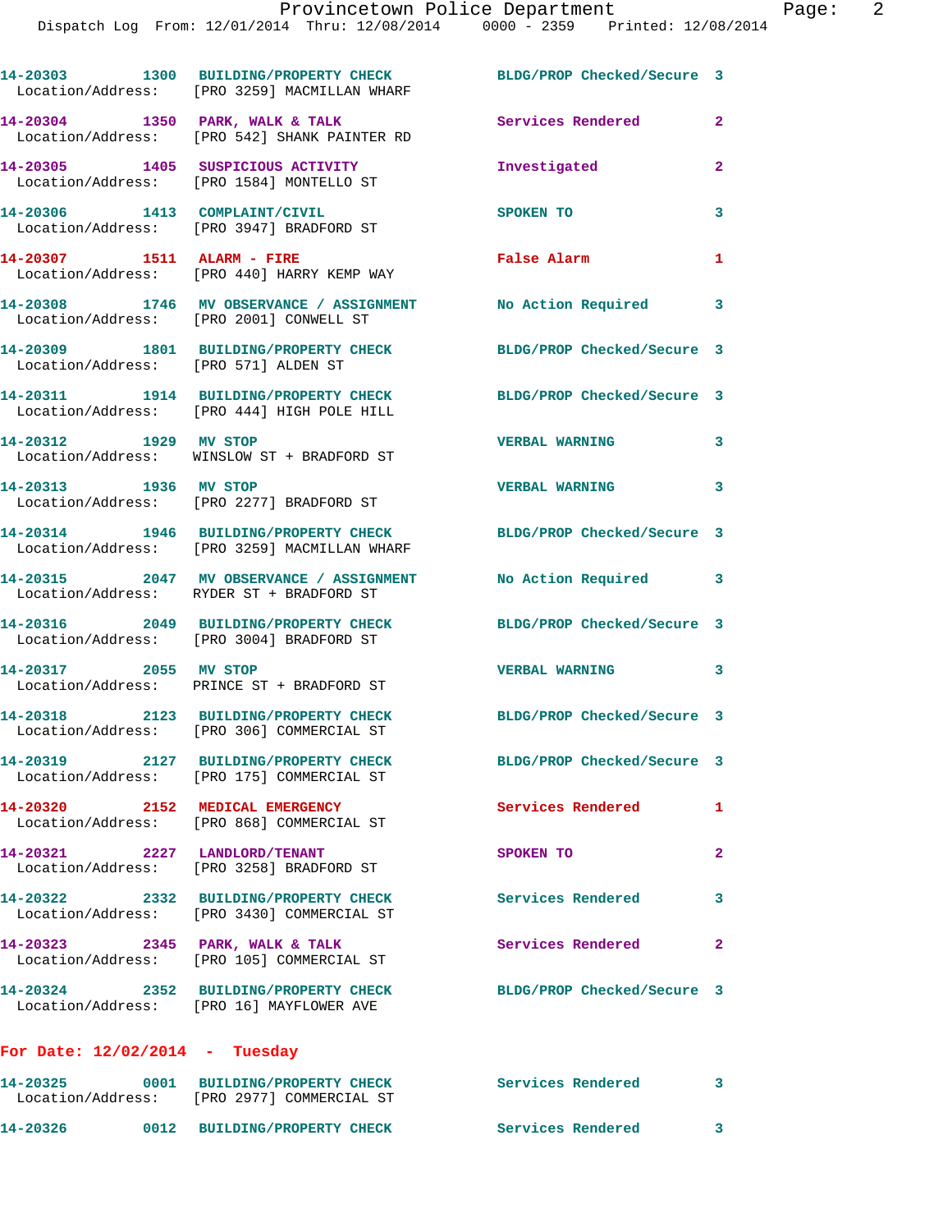14-20303 1300 BUILDING/PROPERTY CHECK BLDG/PROP Checked/Secure 3
Location/Address: [PRO 3259] MACMILLAN WHARF

14-20304 1350 PARK, WALK & TALK Services Rendered 2
Location/Address: [PRO 542] SHANK PAINTER RD

14-20305 1405 SUSPICIOUS ACTIVITY Investigated 2
Location/Address: [PRO 1584] MONTELLO ST

14-20306 1413 COMPLAINT/CIVIL SPOKEN TO 3
Location/Address: [PRO 3947] BRADFORD ST

14-20307 1511 ALARM - FIRE False Alarm 1
Location/Address: [PRO 440] HARRY KEMP WAY

14-20308 1746 MV OBSERVANCE / ASSIGNMENT No Action Required 3
Location/Address: [PRO 2001] CONWELL ST

14-20309 1801 BUILDING/PROPERTY CHECK BLDG/PROP Checked/Secure 3
Location/Address: [PRO 571] ALDEN ST

14-20311 1914 BUILDING/PROPERTY CHECK BLDG/PROP Checked/Secure 3
Location/Address: [PRO 444] HIGH POLE HILL

14-20312 1929 MV STOP VERBAL WARNING 3
Location/Address: WINSLOW ST + BRADFORD ST

14-20313 1936 MV STOP VERBAL WARNING 3
Location/Address: [PRO 2277] BRADFORD ST

14-20314 1946 BUILDING/PROPERTY CHECK BLDG/PROP Checked/Secure 3
Location/Address: [PRO 3259] MACMILLAN WHARF

14-20315 2047 MV OBSERVANCE / ASSIGNMENT No Action Required 3
Location/Address: RYDER ST + BRADFORD ST

14-20316 2049 BUILDING/PROPERTY CHECK BLDG/PROP Checked/Secure 3
Location/Address: [PRO 3004] BRADFORD ST

14-20317 2055 MV STOP VERBAL WARNING 3
Location/Address: PRINCE ST + BRADFORD ST

14-20318 2123 BUILDING/PROPERTY CHECK BLDG/PROP Checked/Secure 3
Location/Address: [PRO 306] COMMERCIAL ST

14-20319 2127 BUILDING/PROPERTY CHECK BLDG/PROP Checked/Secure 3
Location/Address: [PRO 175] COMMERCIAL ST

14-20320 2152 MEDICAL EMERGENCY Services Rendered 1
Location/Address: [PRO 868] COMMERCIAL ST

14-20321 2227 LANDLORD/TENANT SPOKEN TO 2
Location/Address: [PRO 3258] BRADFORD ST

14-20322 2332 BUILDING/PROPERTY CHECK Services Rendered 3
Location/Address: [PRO 3430] COMMERCIAL ST

14-20323 2345 PARK, WALK & TALK Services Rendered 2
Location/Address: [PRO 105] COMMERCIAL ST

14-20324 2352 BUILDING/PROPERTY CHECK BLDG/PROP Checked/Secure 3
Location/Address: [PRO 16] MAYFLOWER AVE

**For Date: 12/02/2014 - Tuesday**

14-20325 0001 BUILDING/PROPERTY CHECK Services Rendered 3
Location/Address: [PRO 2977] COMMERCIAL ST

14-20326 0012 BUILDING/PROPERTY CHECK Services Rendered 3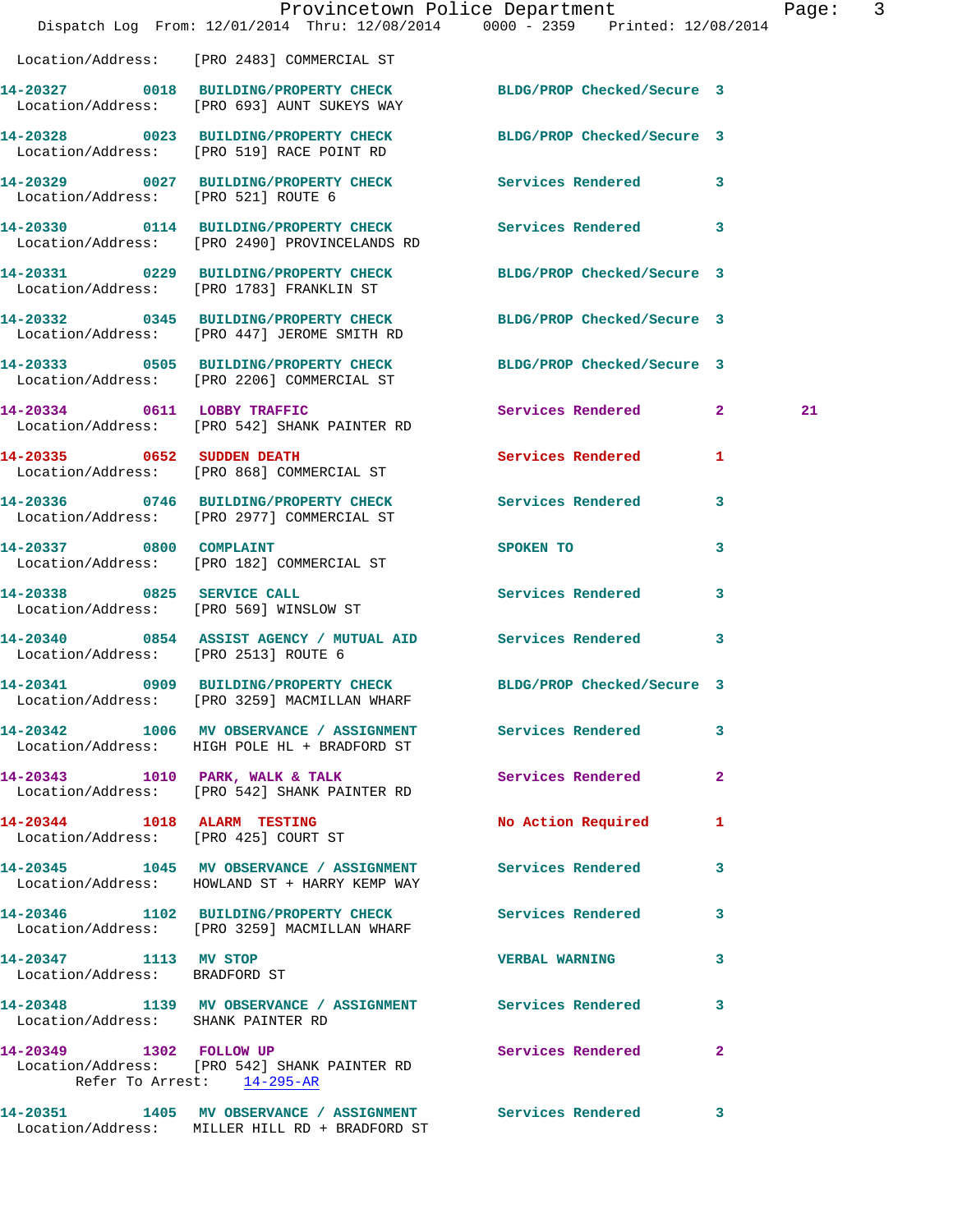Location/Address: [PRO 2483] COMMERCIAL ST

**14-20327** 0018 **BUILDING/PROPERTY CHECK** BLDG/PROP Checked/Secure 3
Location/Address: [PRO 693] AUNT SUKEYS WAY

**14-20328** 0023 **BUILDING/PROPERTY CHECK** BLDG/PROP Checked/Secure 3
Location/Address: [PRO 519] RACE POINT RD

**14-20329** 0027 **BUILDING/PROPERTY CHECK** Services Rendered 3
Location/Address: [PRO 521] ROUTE 6

**14-20330** 0114 **BUILDING/PROPERTY CHECK** Services Rendered 3
Location/Address: [PRO 2490] PROVINCELANDS RD

**14-20331** 0229 **BUILDING/PROPERTY CHECK** BLDG/PROP Checked/Secure 3
Location/Address: [PRO 1783] FRANKLIN ST

**14-20332** 0345 **BUILDING/PROPERTY CHECK** BLDG/PROP Checked/Secure 3
Location/Address: [PRO 447] JEROME SMITH RD

**14-20333** 0505 **BUILDING/PROPERTY CHECK** BLDG/PROP Checked/Secure 3
Location/Address: [PRO 2206] COMMERCIAL ST

**14-20334** 0611 **LOBBY TRAFFIC** Services Rendered 2 21
Location/Address: [PRO 542] SHANK PAINTER RD

**14-20335** 0652 **SUDDEN DEATH** Services Rendered 1
Location/Address: [PRO 868] COMMERCIAL ST

**14-20336** 0746 **BUILDING/PROPERTY CHECK** Services Rendered 3
Location/Address: [PRO 2977] COMMERCIAL ST

**14-20337** 0800 **COMPLAINT** SPOKEN TO 3
Location/Address: [PRO 182] COMMERCIAL ST

**14-20338** 0825 **SERVICE CALL** Services Rendered 3
Location/Address: [PRO 569] WINSLOW ST

**14-20340** 0854 **ASSIST AGENCY / MUTUAL AID** Services Rendered 3
Location/Address: [PRO 2513] ROUTE 6

**14-20341** 0909 **BUILDING/PROPERTY CHECK** BLDG/PROP Checked/Secure 3
Location/Address: [PRO 3259] MACMILLAN WHARF

**14-20342** 1006 **MV OBSERVANCE / ASSIGNMENT** Services Rendered 3
Location/Address: HIGH POLE HL + BRADFORD ST

**14-20343** 1010 **PARK, WALK & TALK** Services Rendered 2
Location/Address: [PRO 542] SHANK PAINTER RD

**14-20344** 1018 **ALARM TESTING** No Action Required 1
Location/Address: [PRO 425] COURT ST

**14-20345** 1045 **MV OBSERVANCE / ASSIGNMENT** Services Rendered 3
Location/Address: HOWLAND ST + HARRY KEMP WAY

**14-20346** 1102 **BUILDING/PROPERTY CHECK** Services Rendered 3
Location/Address: [PRO 3259] MACMILLAN WHARF

**14-20347** 1113 **MV STOP** VERBAL WARNING 3
Location/Address: BRADFORD ST

**14-20348** 1139 **MV OBSERVANCE / ASSIGNMENT** Services Rendered 3
Location/Address: SHANK PAINTER RD

**14-20349** 1302 **FOLLOW UP** Services Rendered 2
Location/Address: [PRO 542] SHANK PAINTER RD
Refer To Arrest: 14-295-AR

**14-20351** 1405 **MV OBSERVANCE / ASSIGNMENT** Services Rendered 3
Location/Address: MILLER HILL RD + BRADFORD ST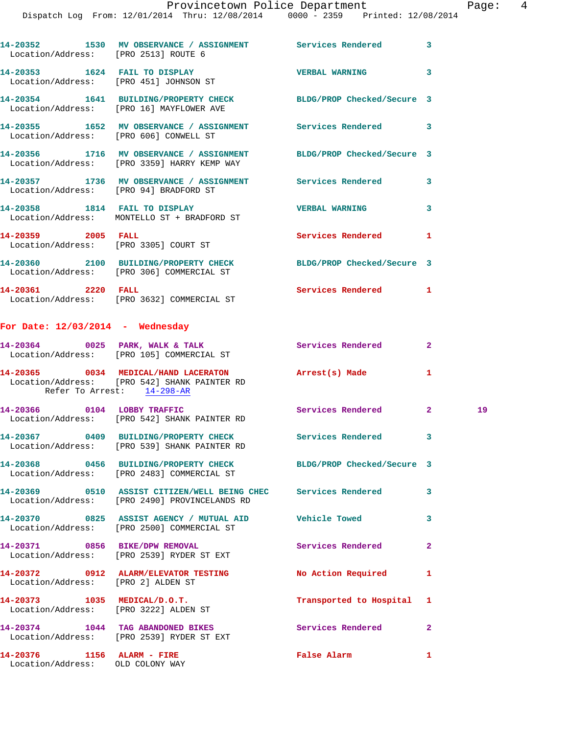14-20352 1530 MV OBSERVANCE / ASSIGNMENT Services Rendered 3
Location/Address: [PRO 2513] ROUTE 6

14-20353 1624 FAIL TO DISPLAY VERBAL WARNING 3
Location/Address: [PRO 451] JOHNSON ST

14-20354 1641 BUILDING/PROPERTY CHECK BLDG/PROP Checked/Secure 3
Location/Address: [PRO 16] MAYFLOWER AVE

14-20355 1652 MV OBSERVANCE / ASSIGNMENT Services Rendered 3
Location/Address: [PRO 606] CONWELL ST

14-20356 1716 MV OBSERVANCE / ASSIGNMENT BLDG/PROP Checked/Secure 3
Location/Address: [PRO 3359] HARRY KEMP WAY

14-20357 1736 MV OBSERVANCE / ASSIGNMENT Services Rendered 3
Location/Address: [PRO 94] BRADFORD ST

14-20358 1814 FAIL TO DISPLAY VERBAL WARNING 3
Location/Address: MONTELLO ST + BRADFORD ST

14-20359 2005 FALL Services Rendered 1
Location/Address: [PRO 3305] COURT ST

14-20360 2100 BUILDING/PROPERTY CHECK BLDG/PROP Checked/Secure 3
Location/Address: [PRO 306] COMMERCIAL ST

14-20361 2220 FALL Services Rendered 1
Location/Address: [PRO 3632] COMMERCIAL ST

## For Date: 12/03/2014 - Wednesday

14-20364 0025 PARK, WALK & TALK Services Rendered 2
Location/Address: [PRO 105] COMMERCIAL ST

14-20365 0034 MEDICAL/HAND LACERATON Arrest(s) Made 1
Location/Address: [PRO 542] SHANK PAINTER RD
Refer To Arrest: 14-298-AR

14-20366 0104 LOBBY TRAFFIC Services Rendered 2 19
Location/Address: [PRO 542] SHANK PAINTER RD

14-20367 0409 BUILDING/PROPERTY CHECK Services Rendered 3
Location/Address: [PRO 539] SHANK PAINTER RD

14-20368 0456 BUILDING/PROPERTY CHECK BLDG/PROP Checked/Secure 3
Location/Address: [PRO 2483] COMMERCIAL ST

14-20369 0510 ASSIST CITIZEN/WELL BEING CHEC Services Rendered 3
Location/Address: [PRO 2490] PROVINCELANDS RD

14-20370 0825 ASSIST AGENCY / MUTUAL AID Vehicle Towed 3
Location/Address: [PRO 2500] COMMERCIAL ST

14-20371 0856 BIKE/DPW REMOVAL Services Rendered 2
Location/Address: [PRO 2539] RYDER ST EXT

14-20372 0912 ALARM/ELEVATOR TESTING No Action Required 1
Location/Address: [PRO 2] ALDEN ST

14-20373 1035 MEDICAL/D.O.T. Transported to Hospital 1
Location/Address: [PRO 3222] ALDEN ST

14-20374 1044 TAG ABANDONED BIKES Services Rendered 2
Location/Address: [PRO 2539] RYDER ST EXT

14-20376 1156 ALARM - FIRE False Alarm 1
Location/Address: OLD COLONY WAY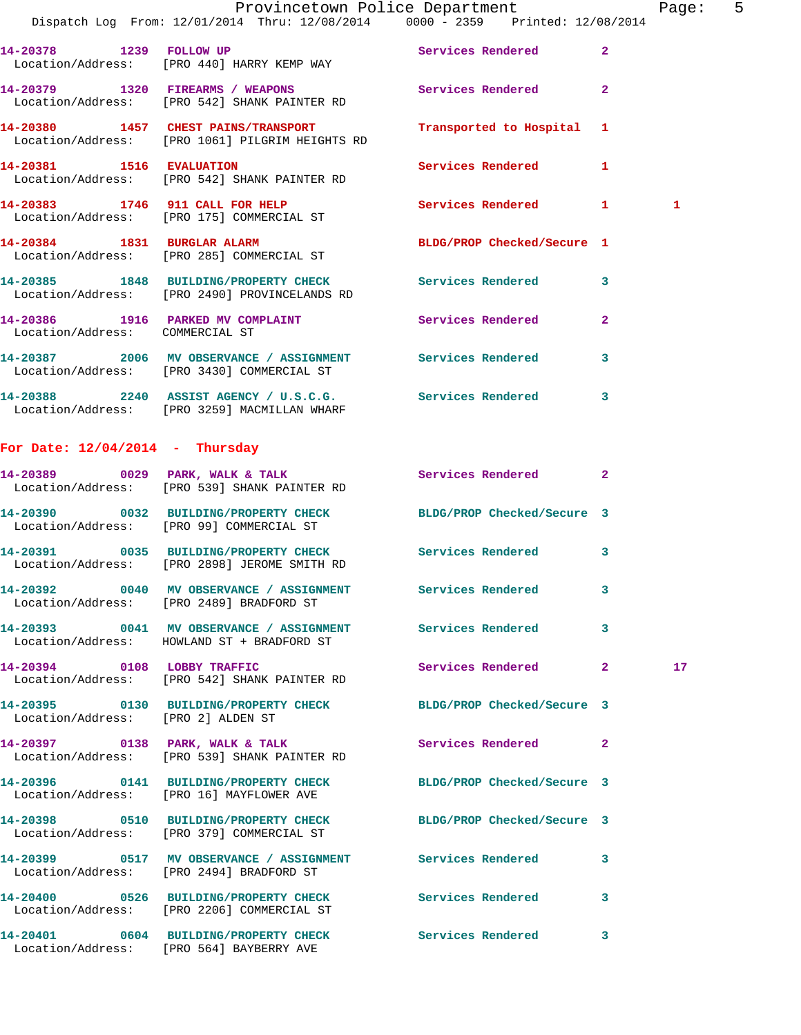14-20378 1239 FOLLOW UP Services Rendered 2
Location/Address: [PRO 440] HARRY KEMP WAY

14-20379 1320 FIREARMS / WEAPONS Services Rendered 2
Location/Address: [PRO 542] SHANK PAINTER RD

14-20380 1457 CHEST PAINS/TRANSPORT Transported to Hospital 1
Location/Address: [PRO 1061] PILGRIM HEIGHTS RD

14-20381 1516 EVALUATION Services Rendered 1
Location/Address: [PRO 542] SHANK PAINTER RD

14-20383 1746 911 CALL FOR HELP Services Rendered 1 1
Location/Address: [PRO 175] COMMERCIAL ST

14-20384 1831 BURGLAR ALARM BLDG/PROP Checked/Secure 1
Location/Address: [PRO 285] COMMERCIAL ST

14-20385 1848 BUILDING/PROPERTY CHECK Services Rendered 3
Location/Address: [PRO 2490] PROVINCELANDS RD

14-20386 1916 PARKED MV COMPLAINT Services Rendered 2
Location/Address: COMMERCIAL ST

14-20387 2006 MV OBSERVANCE / ASSIGNMENT Services Rendered 3
Location/Address: [PRO 3430] COMMERCIAL ST

14-20388 2240 ASSIST AGENCY / U.S.C.G. Services Rendered 3
Location/Address: [PRO 3259] MACMILLAN WHARF

## For Date: 12/04/2014 - Thursday

14-20389 0029 PARK, WALK & TALK Services Rendered 2
Location/Address: [PRO 539] SHANK PAINTER RD

14-20390 0032 BUILDING/PROPERTY CHECK BLDG/PROP Checked/Secure 3
Location/Address: [PRO 99] COMMERCIAL ST

14-20391 0035 BUILDING/PROPERTY CHECK Services Rendered 3
Location/Address: [PRO 2898] JEROME SMITH RD

14-20392 0040 MV OBSERVANCE / ASSIGNMENT Services Rendered 3
Location/Address: [PRO 2489] BRADFORD ST

14-20393 0041 MV OBSERVANCE / ASSIGNMENT Services Rendered 3
Location/Address: HOWLAND ST + BRADFORD ST

14-20394 0108 LOBBY TRAFFIC Services Rendered 2 17
Location/Address: [PRO 542] SHANK PAINTER RD

14-20395 0130 BUILDING/PROPERTY CHECK BLDG/PROP Checked/Secure 3
Location/Address: [PRO 2] ALDEN ST

14-20397 0138 PARK, WALK & TALK Services Rendered 2
Location/Address: [PRO 539] SHANK PAINTER RD

14-20396 0141 BUILDING/PROPERTY CHECK BLDG/PROP Checked/Secure 3
Location/Address: [PRO 16] MAYFLOWER AVE

14-20398 0510 BUILDING/PROPERTY CHECK BLDG/PROP Checked/Secure 3
Location/Address: [PRO 379] COMMERCIAL ST

14-20399 0517 MV OBSERVANCE / ASSIGNMENT Services Rendered 3
Location/Address: [PRO 2494] BRADFORD ST

14-20400 0526 BUILDING/PROPERTY CHECK Services Rendered 3
Location/Address: [PRO 2206] COMMERCIAL ST

14-20401 0604 BUILDING/PROPERTY CHECK Services Rendered 3
Location/Address: [PRO 564] BAYBERRY AVE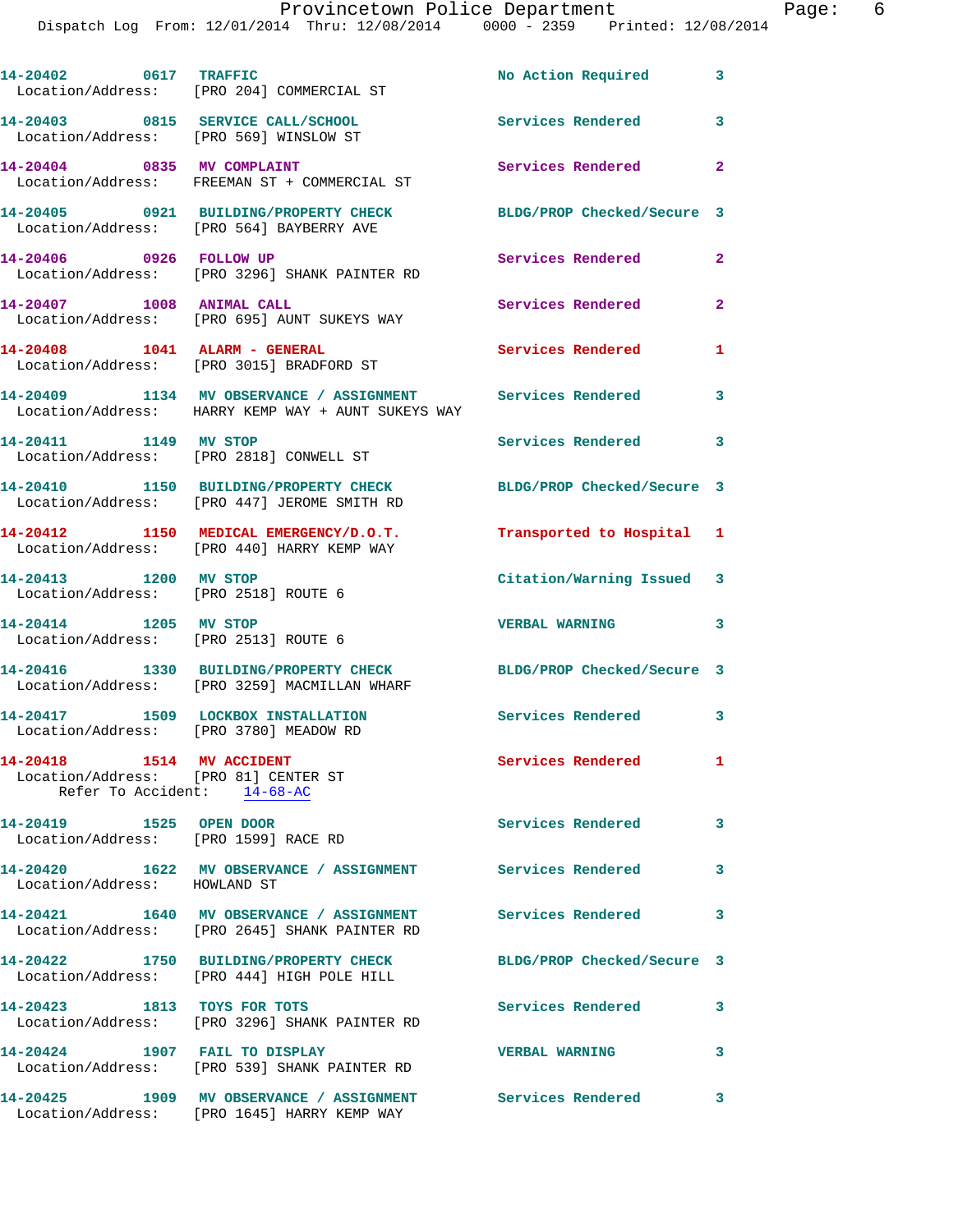14-20402 0617 TRAFFIC No Action Required 3
Location/Address: [PRO 204] COMMERCIAL ST

14-20403 0815 SERVICE CALL/SCHOOL Services Rendered 3
Location/Address: [PRO 569] WINSLOW ST

14-20404 0835 MV COMPLAINT Services Rendered 2
Location/Address: FREEMAN ST + COMMERCIAL ST

14-20405 0921 BUILDING/PROPERTY CHECK BLDG/PROP Checked/Secure 3
Location/Address: [PRO 564] BAYBERRY AVE

14-20406 0926 FOLLOW UP Services Rendered 2
Location/Address: [PRO 3296] SHANK PAINTER RD

14-20407 1008 ANIMAL CALL Services Rendered 2
Location/Address: [PRO 695] AUNT SUKEYS WAY

14-20408 1041 ALARM - GENERAL Services Rendered 1
Location/Address: [PRO 3015] BRADFORD ST

14-20409 1134 MV OBSERVANCE / ASSIGNMENT Services Rendered 3
Location/Address: HARRY KEMP WAY + AUNT SUKEYS WAY

14-20411 1149 MV STOP Services Rendered 3
Location/Address: [PRO 2818] CONWELL ST

14-20410 1150 BUILDING/PROPERTY CHECK BLDG/PROP Checked/Secure 3
Location/Address: [PRO 447] JEROME SMITH RD

14-20412 1150 MEDICAL EMERGENCY/D.O.T. Transported to Hospital 1
Location/Address: [PRO 440] HARRY KEMP WAY

14-20413 1200 MV STOP Citation/Warning Issued 3
Location/Address: [PRO 2518] ROUTE 6

14-20414 1205 MV STOP VERBAL WARNING 3
Location/Address: [PRO 2513] ROUTE 6

14-20416 1330 BUILDING/PROPERTY CHECK BLDG/PROP Checked/Secure 3
Location/Address: [PRO 3259] MACMILLAN WHARF

14-20417 1509 LOCKBOX INSTALLATION Services Rendered 3
Location/Address: [PRO 3780] MEADOW RD

14-20418 1514 MV ACCIDENT Services Rendered 1
Location/Address: [PRO 81] CENTER ST
Refer To Accident: 14-68-AC

14-20419 1525 OPEN DOOR Services Rendered 3
Location/Address: [PRO 1599] RACE RD

14-20420 1622 MV OBSERVANCE / ASSIGNMENT Services Rendered 3
Location/Address: HOWLAND ST

14-20421 1640 MV OBSERVANCE / ASSIGNMENT Services Rendered 3
Location/Address: [PRO 2645] SHANK PAINTER RD

14-20422 1750 BUILDING/PROPERTY CHECK BLDG/PROP Checked/Secure 3
Location/Address: [PRO 444] HIGH POLE HILL

14-20423 1813 TOYS FOR TOTS Services Rendered 3
Location/Address: [PRO 3296] SHANK PAINTER RD

14-20424 1907 FAIL TO DISPLAY VERBAL WARNING 3
Location/Address: [PRO 539] SHANK PAINTER RD

14-20425 1909 MV OBSERVANCE / ASSIGNMENT Services Rendered 3
Location/Address: [PRO 1645] HARRY KEMP WAY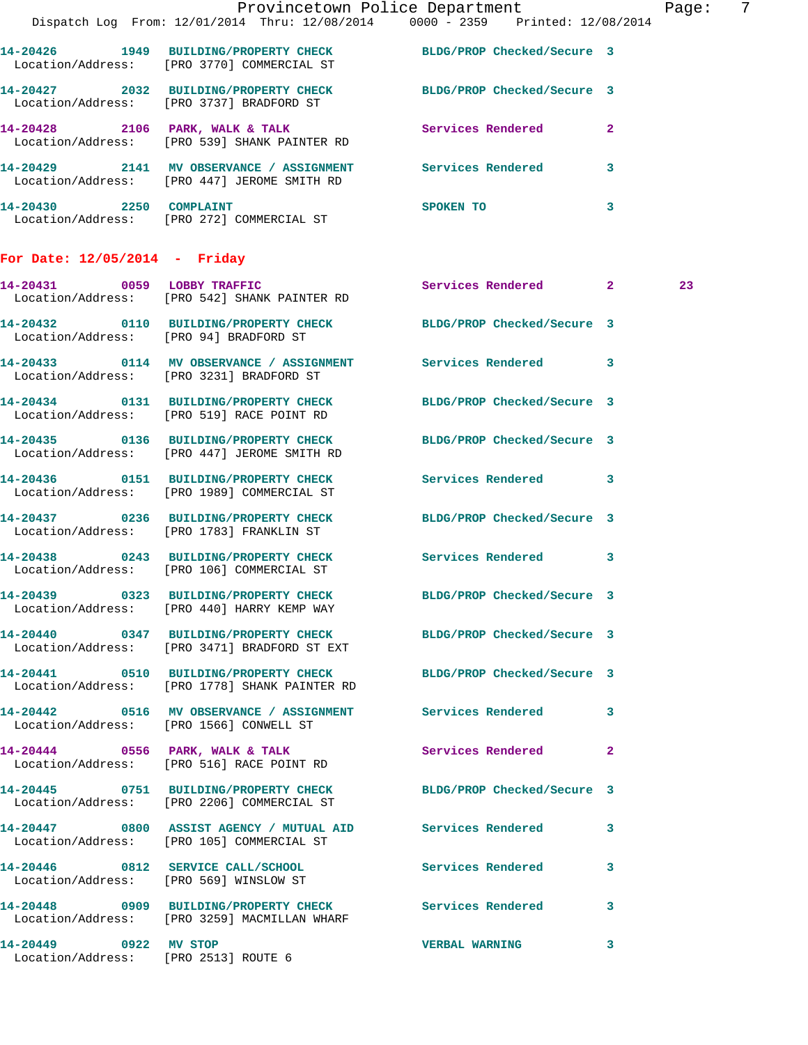14-20426 1949 BUILDING/PROPERTY CHECK BLDG/PROP Checked/Secure 3
Location/Address: [PRO 3770] COMMERCIAL ST

14-20427 2032 BUILDING/PROPERTY CHECK BLDG/PROP Checked/Secure 3
Location/Address: [PRO 3737] BRADFORD ST

14-20428 2106 PARK, WALK & TALK Services Rendered 2
Location/Address: [PRO 539] SHANK PAINTER RD

14-20429 2141 MV OBSERVANCE / ASSIGNMENT Services Rendered 3
Location/Address: [PRO 447] JEROME SMITH RD

14-20430 2250 COMPLAINT SPOKEN TO 3
Location/Address: [PRO 272] COMMERCIAL ST

## For Date: 12/05/2014 - Friday

14-20431 0059 LOBBY TRAFFIC Services Rendered 2 23
Location/Address: [PRO 542] SHANK PAINTER RD

14-20432 0110 BUILDING/PROPERTY CHECK BLDG/PROP Checked/Secure 3
Location/Address: [PRO 94] BRADFORD ST

14-20433 0114 MV OBSERVANCE / ASSIGNMENT Services Rendered 3
Location/Address: [PRO 3231] BRADFORD ST

14-20434 0131 BUILDING/PROPERTY CHECK BLDG/PROP Checked/Secure 3
Location/Address: [PRO 519] RACE POINT RD

14-20435 0136 BUILDING/PROPERTY CHECK BLDG/PROP Checked/Secure 3
Location/Address: [PRO 447] JEROME SMITH RD

14-20436 0151 BUILDING/PROPERTY CHECK Services Rendered 3
Location/Address: [PRO 1989] COMMERCIAL ST

14-20437 0236 BUILDING/PROPERTY CHECK BLDG/PROP Checked/Secure 3
Location/Address: [PRO 1783] FRANKLIN ST

14-20438 0243 BUILDING/PROPERTY CHECK Services Rendered 3
Location/Address: [PRO 106] COMMERCIAL ST

14-20439 0323 BUILDING/PROPERTY CHECK BLDG/PROP Checked/Secure 3
Location/Address: [PRO 440] HARRY KEMP WAY

14-20440 0347 BUILDING/PROPERTY CHECK BLDG/PROP Checked/Secure 3
Location/Address: [PRO 3471] BRADFORD ST EXT

14-20441 0510 BUILDING/PROPERTY CHECK BLDG/PROP Checked/Secure 3
Location/Address: [PRO 1778] SHANK PAINTER RD

14-20442 0516 MV OBSERVANCE / ASSIGNMENT Services Rendered 3
Location/Address: [PRO 1566] CONWELL ST

14-20444 0556 PARK, WALK & TALK Services Rendered 2
Location/Address: [PRO 516] RACE POINT RD

14-20445 0751 BUILDING/PROPERTY CHECK BLDG/PROP Checked/Secure 3
Location/Address: [PRO 2206] COMMERCIAL ST

14-20447 0800 ASSIST AGENCY / MUTUAL AID Services Rendered 3
Location/Address: [PRO 105] COMMERCIAL ST

14-20446 0812 SERVICE CALL/SCHOOL Services Rendered 3
Location/Address: [PRO 569] WINSLOW ST

14-20448 0909 BUILDING/PROPERTY CHECK Services Rendered 3
Location/Address: [PRO 3259] MACMILLAN WHARF

14-20449 0922 MV STOP VERBAL WARNING 3
Location/Address: [PRO 2513] ROUTE 6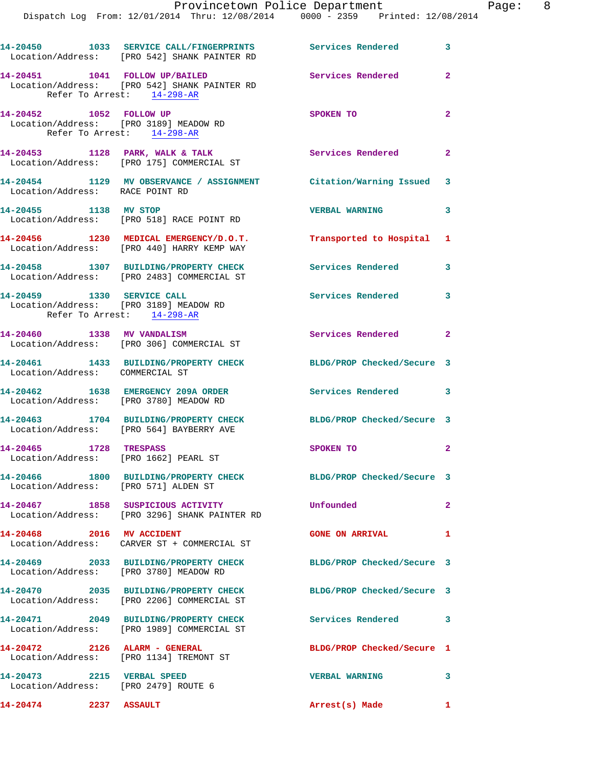14-20450 1033 SERVICE CALL/FINGERPRINTS Services Rendered 3
Location/Address: [PRO 542] SHANK PAINTER RD

14-20451 1041 FOLLOW UP/BAILED Services Rendered 2
Location/Address: [PRO 542] SHANK PAINTER RD
Refer To Arrest: 14-298-AR

14-20452 1052 FOLLOW UP SPOKEN TO 2
Location/Address: [PRO 3189] MEADOW RD
Refer To Arrest: 14-298-AR

14-20453 1128 PARK, WALK & TALK Services Rendered 2
Location/Address: [PRO 175] COMMERCIAL ST

14-20454 1129 MV OBSERVANCE / ASSIGNMENT Citation/Warning Issued 3
Location/Address: RACE POINT RD

14-20455 1138 MV STOP VERBAL WARNING 3
Location/Address: [PRO 518] RACE POINT RD

14-20456 1230 MEDICAL EMERGENCY/D.O.T. Transported to Hospital 1
Location/Address: [PRO 440] HARRY KEMP WAY

14-20458 1307 BUILDING/PROPERTY CHECK Services Rendered 3
Location/Address: [PRO 2483] COMMERCIAL ST

14-20459 1330 SERVICE CALL Services Rendered 3
Location/Address: [PRO 3189] MEADOW RD
Refer To Arrest: 14-298-AR

14-20460 1338 MV VANDALISM Services Rendered 2
Location/Address: [PRO 306] COMMERCIAL ST

14-20461 1433 BUILDING/PROPERTY CHECK BLDG/PROP Checked/Secure 3
Location/Address: COMMERCIAL ST

14-20462 1638 EMERGENCY 209A ORDER Services Rendered 3
Location/Address: [PRO 3780] MEADOW RD

14-20463 1704 BUILDING/PROPERTY CHECK BLDG/PROP Checked/Secure 3
Location/Address: [PRO 564] BAYBERRY AVE

14-20465 1728 TRESPASS SPOKEN TO 2
Location/Address: [PRO 1662] PEARL ST

14-20466 1800 BUILDING/PROPERTY CHECK BLDG/PROP Checked/Secure 3
Location/Address: [PRO 571] ALDEN ST

14-20467 1858 SUSPICIOUS ACTIVITY Unfounded 2
Location/Address: [PRO 3296] SHANK PAINTER RD

14-20468 2016 MV ACCIDENT GONE ON ARRIVAL 1
Location/Address: CARVER ST + COMMERCIAL ST

14-20469 2033 BUILDING/PROPERTY CHECK BLDG/PROP Checked/Secure 3
Location/Address: [PRO 3780] MEADOW RD

14-20470 2035 BUILDING/PROPERTY CHECK BLDG/PROP Checked/Secure 3
Location/Address: [PRO 2206] COMMERCIAL ST

14-20471 2049 BUILDING/PROPERTY CHECK Services Rendered 3
Location/Address: [PRO 1989] COMMERCIAL ST

14-20472 2126 ALARM - GENERAL BLDG/PROP Checked/Secure 1
Location/Address: [PRO 1134] TREMONT ST

14-20473 2215 VERBAL SPEED VERBAL WARNING 3
Location/Address: [PRO 2479] ROUTE 6

14-20474 2237 ASSAULT Arrest(s) Made 1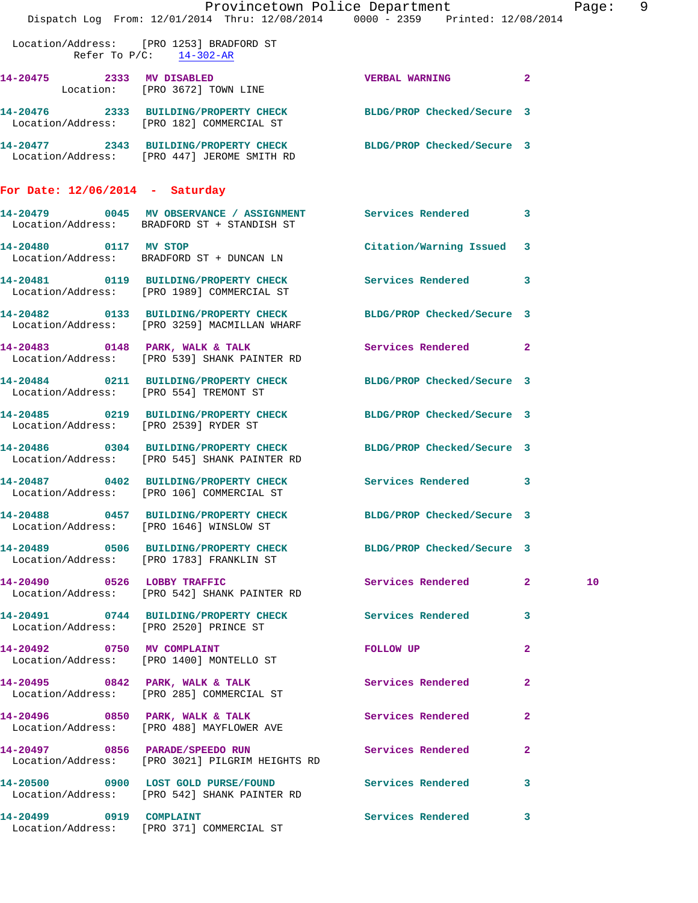Location/Address: [PRO 1253] BRADFORD ST
Refer To P/C: 14-302-AR

14-20475 2333 MV DISABLED VERBAL WARNING 2
Location: [PRO 3672] TOWN LINE

14-20476 2333 BUILDING/PROPERTY CHECK BLDG/PROP Checked/Secure 3
Location/Address: [PRO 182] COMMERCIAL ST

14-20477 2343 BUILDING/PROPERTY CHECK BLDG/PROP Checked/Secure 3
Location/Address: [PRO 447] JEROME SMITH RD

**For Date: 12/06/2014 - Saturday**

14-20479 0045 MV OBSERVANCE / ASSIGNMENT Services Rendered 3
Location/Address: BRADFORD ST + STANDISH ST

14-20480 0117 MV STOP Citation/Warning Issued 3
Location/Address: BRADFORD ST + DUNCAN LN

14-20481 0119 BUILDING/PROPERTY CHECK Services Rendered 3
Location/Address: [PRO 1989] COMMERCIAL ST

14-20482 0133 BUILDING/PROPERTY CHECK BLDG/PROP Checked/Secure 3
Location/Address: [PRO 3259] MACMILLAN WHARF

14-20483 0148 PARK, WALK & TALK Services Rendered 2
Location/Address: [PRO 539] SHANK PAINTER RD

14-20484 0211 BUILDING/PROPERTY CHECK BLDG/PROP Checked/Secure 3
Location/Address: [PRO 554] TREMONT ST

14-20485 0219 BUILDING/PROPERTY CHECK BLDG/PROP Checked/Secure 3
Location/Address: [PRO 2539] RYDER ST

14-20486 0304 BUILDING/PROPERTY CHECK BLDG/PROP Checked/Secure 3
Location/Address: [PRO 545] SHANK PAINTER RD

14-20487 0402 BUILDING/PROPERTY CHECK Services Rendered 3
Location/Address: [PRO 106] COMMERCIAL ST

14-20488 0457 BUILDING/PROPERTY CHECK BLDG/PROP Checked/Secure 3
Location/Address: [PRO 1646] WINSLOW ST

14-20489 0506 BUILDING/PROPERTY CHECK BLDG/PROP Checked/Secure 3
Location/Address: [PRO 1783] FRANKLIN ST

14-20490 0526 LOBBY TRAFFIC Services Rendered 2 10
Location/Address: [PRO 542] SHANK PAINTER RD

14-20491 0744 BUILDING/PROPERTY CHECK Services Rendered 3
Location/Address: [PRO 2520] PRINCE ST

14-20492 0750 MV COMPLAINT FOLLOW UP 2
Location/Address: [PRO 1400] MONTELLO ST

14-20495 0842 PARK, WALK & TALK Services Rendered 2
Location/Address: [PRO 285] COMMERCIAL ST

14-20496 0850 PARK, WALK & TALK Services Rendered 2
Location/Address: [PRO 488] MAYFLOWER AVE

14-20497 0856 PARADE/SPEEDO RUN Services Rendered 2
Location/Address: [PRO 3021] PILGRIM HEIGHTS RD

14-20500 0900 LOST GOLD PURSE/FOUND Services Rendered 3
Location/Address: [PRO 542] SHANK PAINTER RD

14-20499 0919 COMPLAINT Services Rendered 3
Location/Address: [PRO 371] COMMERCIAL ST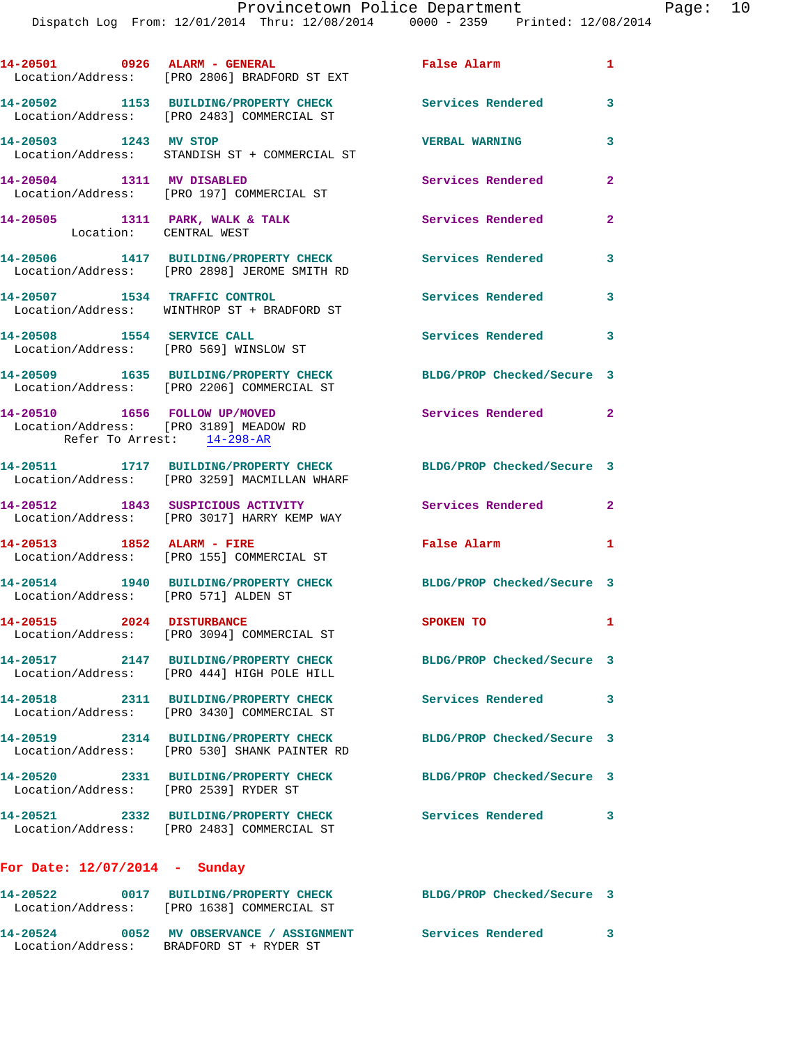14-20501 0926 ALARM - GENERAL False Alarm 1
Location/Address: [PRO 2806] BRADFORD ST EXT

14-20502 1153 BUILDING/PROPERTY CHECK Services Rendered 3
Location/Address: [PRO 2483] COMMERCIAL ST

14-20503 1243 MV STOP VERBAL WARNING 3
Location/Address: STANDISH ST + COMMERCIAL ST

14-20504 1311 MV DISABLED Services Rendered 2
Location/Address: [PRO 197] COMMERCIAL ST

14-20505 1311 PARK, WALK & TALK Services Rendered 2
Location: CENTRAL WEST

14-20506 1417 BUILDING/PROPERTY CHECK Services Rendered 3
Location/Address: [PRO 2898] JEROME SMITH RD

14-20507 1534 TRAFFIC CONTROL Services Rendered 3
Location/Address: WINTHROP ST + BRADFORD ST

14-20508 1554 SERVICE CALL Services Rendered 3
Location/Address: [PRO 569] WINSLOW ST

14-20509 1635 BUILDING/PROPERTY CHECK BLDG/PROP Checked/Secure 3
Location/Address: [PRO 2206] COMMERCIAL ST

14-20510 1656 FOLLOW UP/MOVED Services Rendered 2
Location/Address: [PRO 3189] MEADOW RD
Refer To Arrest: 14-298-AR

14-20511 1717 BUILDING/PROPERTY CHECK BLDG/PROP Checked/Secure 3
Location/Address: [PRO 3259] MACMILLAN WHARF

14-20512 1843 SUSPICIOUS ACTIVITY Services Rendered 2
Location/Address: [PRO 3017] HARRY KEMP WAY

14-20513 1852 ALARM - FIRE False Alarm 1
Location/Address: [PRO 155] COMMERCIAL ST

14-20514 1940 BUILDING/PROPERTY CHECK BLDG/PROP Checked/Secure 3
Location/Address: [PRO 571] ALDEN ST

14-20515 2024 DISTURBANCE SPOKEN TO 1
Location/Address: [PRO 3094] COMMERCIAL ST

14-20517 2147 BUILDING/PROPERTY CHECK BLDG/PROP Checked/Secure 3
Location/Address: [PRO 444] HIGH POLE HILL

14-20518 2311 BUILDING/PROPERTY CHECK Services Rendered 3
Location/Address: [PRO 3430] COMMERCIAL ST

14-20519 2314 BUILDING/PROPERTY CHECK BLDG/PROP Checked/Secure 3
Location/Address: [PRO 530] SHANK PAINTER RD

14-20520 2331 BUILDING/PROPERTY CHECK BLDG/PROP Checked/Secure 3
Location/Address: [PRO 2539] RYDER ST

14-20521 2332 BUILDING/PROPERTY CHECK Services Rendered 3
Location/Address: [PRO 2483] COMMERCIAL ST

**For Date: 12/07/2014 - Sunday**

14-20522 0017 BUILDING/PROPERTY CHECK BLDG/PROP Checked/Secure 3
Location/Address: [PRO 1638] COMMERCIAL ST

14-20524 0052 MV OBSERVATION / ASSIGNMENT Services Rendered 3
Location/Address: BRADFORD ST + RYDER ST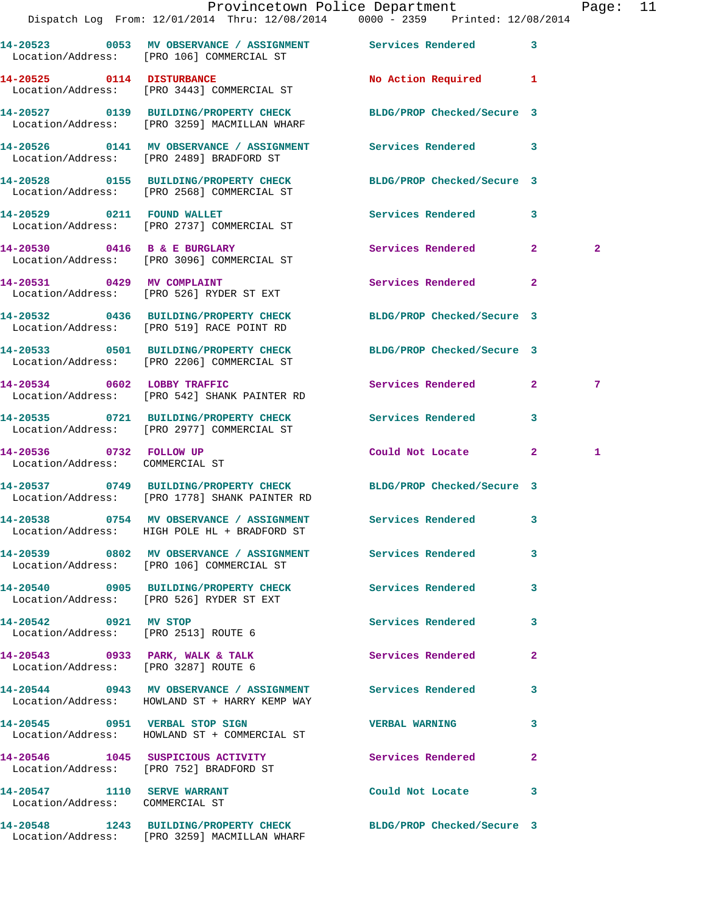| Call Number | Time | Call Reason | Action | Priority | |
|---|---|---|---|---|---|
| 14-20523 | 0053 | MV OBSERVANCE / ASSIGNMENT | Services Rendered | 3 | |
| Location/Address: | | [PRO 106] COMMERCIAL ST | | | |
| 14-20525 | 0114 | DISTURBANCE | No Action Required | 1 | |
| Location/Address: | | [PRO 3443] COMMERCIAL ST | | | |
| 14-20527 | 0139 | BUILDING/PROPERTY CHECK | BLDG/PROP Checked/Secure | 3 | |
| Location/Address: | | [PRO 3259] MACMILLAN WHARF | | | |
| 14-20526 | 0141 | MV OBSERVANCE / ASSIGNMENT | Services Rendered | 3 | |
| Location/Address: | | [PRO 2489] BRADFORD ST | | | |
| 14-20528 | 0155 | BUILDING/PROPERTY CHECK | BLDG/PROP Checked/Secure | 3 | |
| Location/Address: | | [PRO 2568] COMMERCIAL ST | | | |
| 14-20529 | 0211 | FOUND WALLET | Services Rendered | 3 | |
| Location/Address: | | [PRO 2737] COMMERCIAL ST | | | |
| 14-20530 | 0416 | B & E BURGLARY | Services Rendered | 2 | 2 |
| Location/Address: | | [PRO 3096] COMMERCIAL ST | | | |
| 14-20531 | 0429 | MV COMPLAINT | Services Rendered | 2 | |
| Location/Address: | | [PRO 526] RYDER ST EXT | | | |
| 14-20532 | 0436 | BUILDING/PROPERTY CHECK | BLDG/PROP Checked/Secure | 3 | |
| Location/Address: | | [PRO 519] RACE POINT RD | | | |
| 14-20533 | 0501 | BUILDING/PROPERTY CHECK | BLDG/PROP Checked/Secure | 3 | |
| Location/Address: | | [PRO 2206] COMMERCIAL ST | | | |
| 14-20534 | 0602 | LOBBY TRAFFIC | Services Rendered | 2 | 7 |
| Location/Address: | | [PRO 542] SHANK PAINTER RD | | | |
| 14-20535 | 0721 | BUILDING/PROPERTY CHECK | Services Rendered | 3 | |
| Location/Address: | | [PRO 2977] COMMERCIAL ST | | | |
| 14-20536 | 0732 | FOLLOW UP | Could Not Locate | 2 | 1 |
| Location/Address: | | COMMERCIAL ST | | | |
| 14-20537 | 0749 | BUILDING/PROPERTY CHECK | BLDG/PROP Checked/Secure | 3 | |
| Location/Address: | | [PRO 1778] SHANK PAINTER RD | | | |
| 14-20538 | 0754 | MV OBSERVANCE / ASSIGNMENT | Services Rendered | 3 | |
| Location/Address: | | HIGH POLE HL + BRADFORD ST | | | |
| 14-20539 | 0802 | MV OBSERVANCE / ASSIGNMENT | Services Rendered | 3 | |
| Location/Address: | | [PRO 106] COMMERCIAL ST | | | |
| 14-20540 | 0905 | BUILDING/PROPERTY CHECK | Services Rendered | 3 | |
| Location/Address: | | [PRO 526] RYDER ST EXT | | | |
| 14-20542 | 0921 | MV STOP | Services Rendered | 3 | |
| Location/Address: | | [PRO 2513] ROUTE 6 | | | |
| 14-20543 | 0933 | PARK, WALK & TALK | Services Rendered | 2 | |
| Location/Address: | | [PRO 3287] ROUTE 6 | | | |
| 14-20544 | 0943 | MV OBSERVANCE / ASSIGNMENT | Services Rendered | 3 | |
| Location/Address: | | HOWLAND ST + HARRY KEMP WAY | | | |
| 14-20545 | 0951 | VERBAL STOP SIGN | VERBAL WARNING | 3 | |
| Location/Address: | | HOWLAND ST + COMMERCIAL ST | | | |
| 14-20546 | 1045 | SUSPICIOUS ACTIVITY | Services Rendered | 2 | |
| Location/Address: | | [PRO 752] BRADFORD ST | | | |
| 14-20547 | 1110 | SERVE WARRANT | Could Not Locate | 3 | |
| Location/Address: | | COMMERCIAL ST | | | |
| 14-20548 | 1243 | BUILDING/PROPERTY CHECK | BLDG/PROP Checked/Secure | 3 | |
| Location/Address: | | [PRO 3259] MACMILLAN WHARF | | | |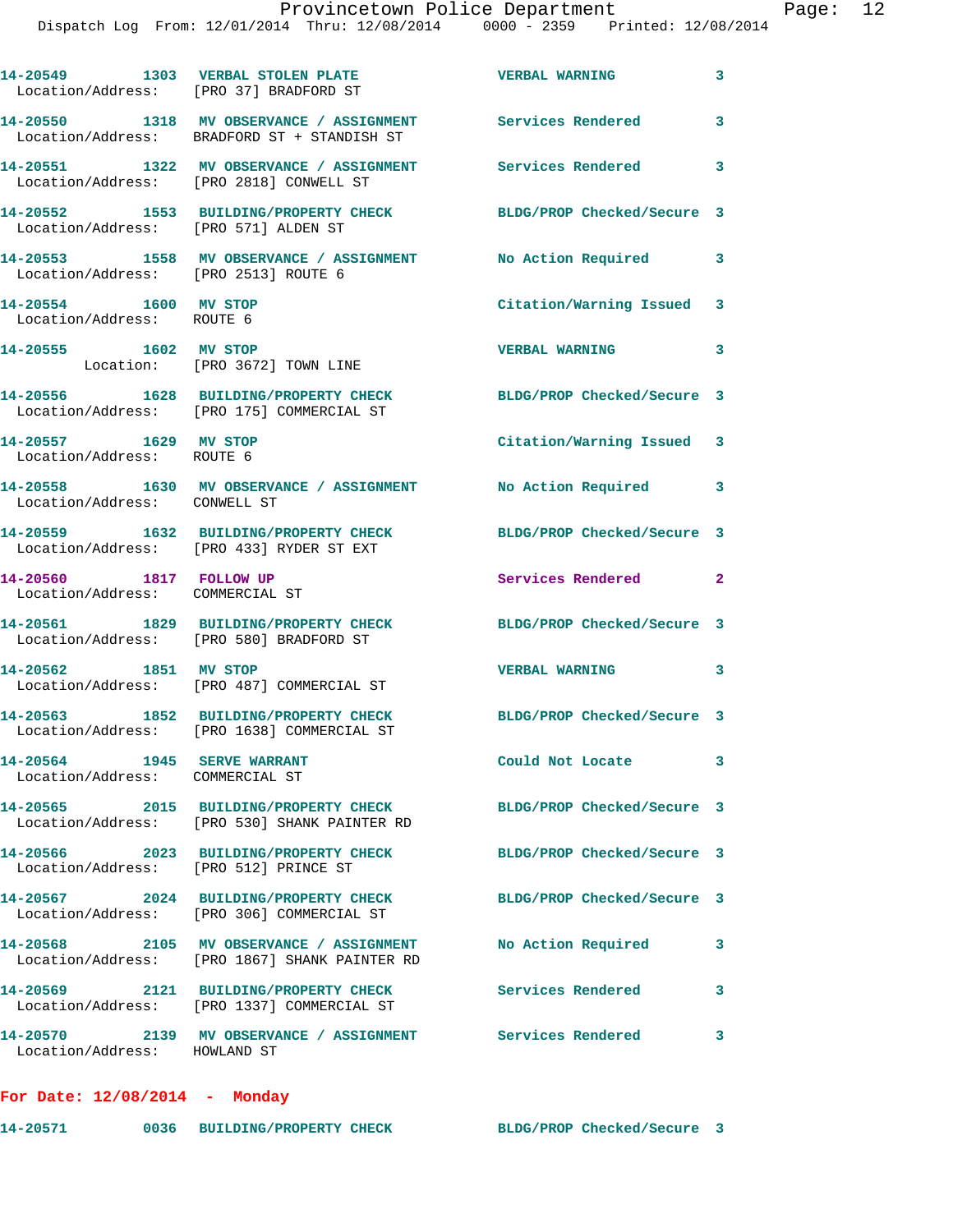14-20549 1303 VERBAL STOLEN PLATE VERBAL WARNING 3
Location/Address: [PRO 37] BRADFORD ST

14-20550 1318 MV OBSERVANCE / ASSIGNMENT Services Rendered 3
Location/Address: BRADFORD ST + STANDISH ST

14-20551 1322 MV OBSERVANCE / ASSIGNMENT Services Rendered 3
Location/Address: [PRO 2818] CONWELL ST

14-20552 1553 BUILDING/PROPERTY CHECK BLDG/PROP Checked/Secure 3
Location/Address: [PRO 571] ALDEN ST

14-20553 1558 MV OBSERVANCE / ASSIGNMENT No Action Required 3
Location/Address: [PRO 2513] ROUTE 6

14-20554 1600 MV STOP Citation/Warning Issued 3
Location/Address: ROUTE 6

14-20555 1602 MV STOP VERBAL WARNING 3
Location: [PRO 3672] TOWN LINE

14-20556 1628 BUILDING/PROPERTY CHECK BLDG/PROP Checked/Secure 3
Location/Address: [PRO 175] COMMERCIAL ST

14-20557 1629 MV STOP Citation/Warning Issued 3
Location/Address: ROUTE 6

14-20558 1630 MV OBSERVANCE / ASSIGNMENT No Action Required 3
Location/Address: CONWELL ST

14-20559 1632 BUILDING/PROPERTY CHECK BLDG/PROP Checked/Secure 3
Location/Address: [PRO 433] RYDER ST EXT

14-20560 1817 FOLLOW UP Services Rendered 2
Location/Address: COMMERCIAL ST

14-20561 1829 BUILDING/PROPERTY CHECK BLDG/PROP Checked/Secure 3
Location/Address: [PRO 580] BRADFORD ST

14-20562 1851 MV STOP VERBAL WARNING 3
Location/Address: [PRO 487] COMMERCIAL ST

14-20563 1852 BUILDING/PROPERTY CHECK BLDG/PROP Checked/Secure 3
Location/Address: [PRO 1638] COMMERCIAL ST

14-20564 1945 SERVE WARRANT Could Not Locate 3
Location/Address: COMMERCIAL ST

14-20565 2015 BUILDING/PROPERTY CHECK BLDG/PROP Checked/Secure 3
Location/Address: [PRO 530] SHANK PAINTER RD

14-20566 2023 BUILDING/PROPERTY CHECK BLDG/PROP Checked/Secure 3
Location/Address: [PRO 512] PRINCE ST

14-20567 2024 BUILDING/PROPERTY CHECK BLDG/PROP Checked/Secure 3
Location/Address: [PRO 306] COMMERCIAL ST

14-20568 2105 MV OBSERVANCE / ASSIGNMENT No Action Required 3
Location/Address: [PRO 1867] SHANK PAINTER RD

14-20569 2121 BUILDING/PROPERTY CHECK Services Rendered 3
Location/Address: [PRO 1337] COMMERCIAL ST

14-20570 2139 MV OBSERVANCE / ASSIGNMENT Services Rendered 3
Location/Address: HOWLAND ST

**For Date: 12/08/2014 - Monday**

14-20571 0036 BUILDING/PROPERTY CHECK BLDG/PROP Checked/Secure 3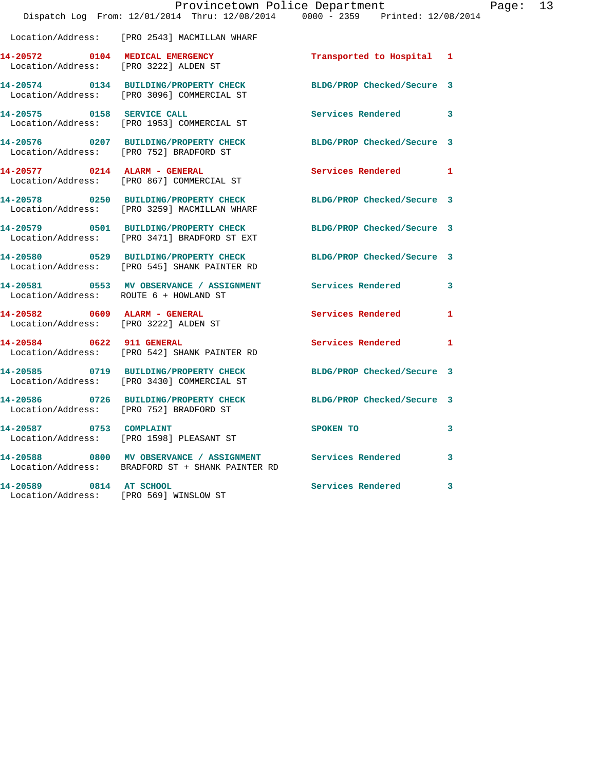Location/Address: [PRO 2543] MACMILLAN WHARF

| | | | | |
|---|---|---|---|---|
| 14-20572 | 0104 | MEDICAL EMERGENCY | Transported to Hospital | 1 |
| Location/Address: | [PRO 3222] ALDEN ST | | | |
| 14-20574 | 0134 | BUILDING/PROPERTY CHECK | BLDG/PROP Checked/Secure | 3 |
| Location/Address: | [PRO 3096] COMMERCIAL ST | | | |
| 14-20575 | 0158 | SERVICE CALL | Services Rendered | 3 |
| Location/Address: | [PRO 1953] COMMERCIAL ST | | | |
| 14-20576 | 0207 | BUILDING/PROPERTY CHECK | BLDG/PROP Checked/Secure | 3 |
| Location/Address: | [PRO 752] BRADFORD ST | | | |
| 14-20577 | 0214 | ALARM - GENERAL | Services Rendered | 1 |
| Location/Address: | [PRO 867] COMMERCIAL ST | | | |
| 14-20578 | 0250 | BUILDING/PROPERTY CHECK | BLDG/PROP Checked/Secure | 3 |
| Location/Address: | [PRO 3259] MACMILLAN WHARF | | | |
| 14-20579 | 0501 | BUILDING/PROPERTY CHECK | BLDG/PROP Checked/Secure | 3 |
| Location/Address: | [PRO 3471] BRADFORD ST EXT | | | |
| 14-20580 | 0529 | BUILDING/PROPERTY CHECK | BLDG/PROP Checked/Secure | 3 |
| Location/Address: | [PRO 545] SHANK PAINTER RD | | | |
| 14-20581 | 0553 | MV OBSERVANCE / ASSIGNMENT | Services Rendered | 3 |
| Location/Address: | ROUTE 6 + HOWLAND ST | | | |
| 14-20582 | 0609 | ALARM - GENERAL | Services Rendered | 1 |
| Location/Address: | [PRO 3222] ALDEN ST | | | |
| 14-20584 | 0622 | 911 GENERAL | Services Rendered | 1 |
| Location/Address: | [PRO 542] SHANK PAINTER RD | | | |
| 14-20585 | 0719 | BUILDING/PROPERTY CHECK | BLDG/PROP Checked/Secure | 3 |
| Location/Address: | [PRO 3430] COMMERCIAL ST | | | |
| 14-20586 | 0726 | BUILDING/PROPERTY CHECK | BLDG/PROP Checked/Secure | 3 |
| Location/Address: | [PRO 752] BRADFORD ST | | | |
| 14-20587 | 0753 | COMPLAINT | SPOKEN TO | 3 |
| Location/Address: | [PRO 1598] PLEASANT ST | | | |
| 14-20588 | 0800 | MV OBSERVANCE / ASSIGNMENT | Services Rendered | 3 |
| Location/Address: | BRADFORD ST + SHANK PAINTER RD | | | |
| 14-20589 | 0814 | AT SCHOOL | Services Rendered | 3 |
| Location/Address: | [PRO 569] WINSLOW ST | | | |